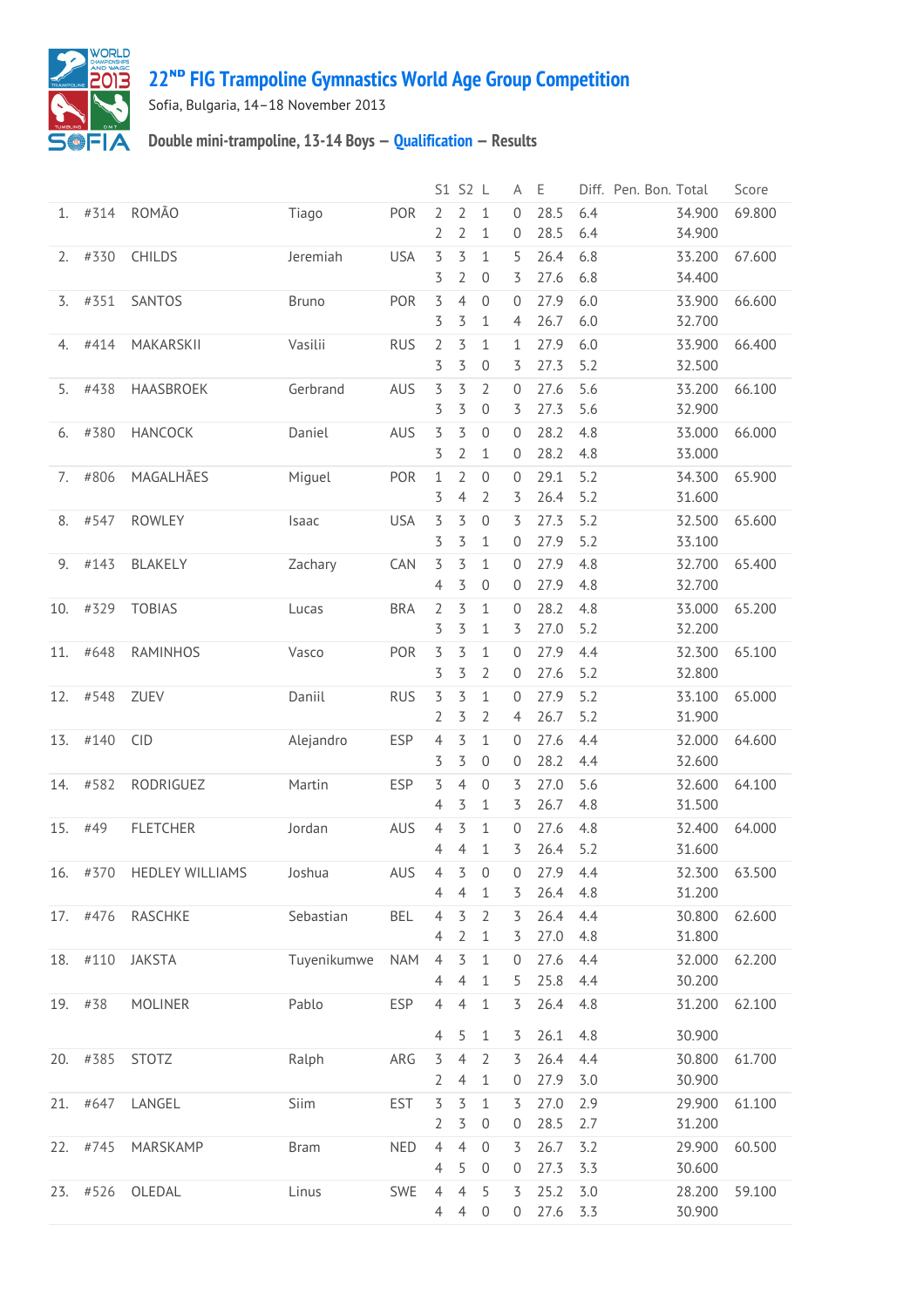# 22[ND] FIG Trampoline Gymnastics World Age Group Competition

Sofia, Bulgaria, 14–18 November 2013

## Double mini-trampoline, 13-14 Boys — Qualification — Results

| | | | | | S1 | S2 | L | A | E | Diff. | Pen. | Bon. | Total | Score |
|---|---|---|---|---|---|---|---|---|---|---|---|---|---|---|
| 1. | #314 | ROMÃO | Tiago | POR | 2 | 2 | 1 | 0 | 28.5 | 6.4 | | | 34.900 | 69.800 |
| | | | | | 2 | 2 | 1 | 0 | 28.5 | 6.4 | | | 34.900 | |
| 2. | #330 | CHILDS | Jeremiah | USA | 3 | 3 | 1 | 5 | 26.4 | 6.8 | | | 33.200 | 67.600 |
| | | | | | 3 | 2 | 0 | 3 | 27.6 | 6.8 | | | 34.400 | |
| 3. | #351 | SANTOS | Bruno | POR | 3 | 4 | 0 | 0 | 27.9 | 6.0 | | | 33.900 | 66.600 |
| | | | | | 3 | 3 | 1 | 4 | 26.7 | 6.0 | | | 32.700 | |
| 4. | #414 | MAKARSKII | Vasilii | RUS | 2 | 3 | 1 | 1 | 27.9 | 6.0 | | | 33.900 | 66.400 |
| | | | | | 3 | 3 | 0 | 3 | 27.3 | 5.2 | | | 32.500 | |
| 5. | #438 | HAASBROEK | Gerbrand | AUS | 3 | 3 | 2 | 0 | 27.6 | 5.6 | | | 33.200 | 66.100 |
| | | | | | 3 | 3 | 0 | 3 | 27.3 | 5.6 | | | 32.900 | |
| 6. | #380 | HANCOCK | Daniel | AUS | 3 | 3 | 0 | 0 | 28.2 | 4.8 | | | 33.000 | 66.000 |
| | | | | | 3 | 2 | 1 | 0 | 28.2 | 4.8 | | | 33.000 | |
| 7. | #806 | MAGALHÃES | Miguel | POR | 1 | 2 | 0 | 0 | 29.1 | 5.2 | | | 34.300 | 65.900 |
| | | | | | 3 | 4 | 2 | 3 | 26.4 | 5.2 | | | 31.600 | |
| 8. | #547 | ROWLEY | Isaac | USA | 3 | 3 | 0 | 3 | 27.3 | 5.2 | | | 32.500 | 65.600 |
| | | | | | 3 | 3 | 1 | 0 | 27.9 | 5.2 | | | 33.100 | |
| 9. | #143 | BLAKELY | Zachary | CAN | 3 | 3 | 1 | 0 | 27.9 | 4.8 | | | 32.700 | 65.400 |
| | | | | | 4 | 3 | 0 | 0 | 27.9 | 4.8 | | | 32.700 | |
| 10. | #329 | TOBIAS | Lucas | BRA | 2 | 3 | 1 | 0 | 28.2 | 4.8 | | | 33.000 | 65.200 |
| | | | | | 3 | 3 | 1 | 3 | 27.0 | 5.2 | | | 32.200 | |
| 11. | #648 | RAMINHOS | Vasco | POR | 3 | 3 | 1 | 0 | 27.9 | 4.4 | | | 32.300 | 65.100 |
| | | | | | 3 | 3 | 2 | 0 | 27.6 | 5.2 | | | 32.800 | |
| 12. | #548 | ZUEV | Daniil | RUS | 3 | 3 | 1 | 0 | 27.9 | 5.2 | | | 33.100 | 65.000 |
| | | | | | 2 | 3 | 2 | 4 | 26.7 | 5.2 | | | 31.900 | |
| 13. | #140 | CID | Alejandro | ESP | 4 | 3 | 1 | 0 | 27.6 | 4.4 | | | 32.000 | 64.600 |
| | | | | | 3 | 3 | 0 | 0 | 28.2 | 4.4 | | | 32.600 | |
| 14. | #582 | RODRIGUEZ | Martin | ESP | 3 | 4 | 0 | 3 | 27.0 | 5.6 | | | 32.600 | 64.100 |
| | | | | | 4 | 3 | 1 | 3 | 26.7 | 4.8 | | | 31.500 | |
| 15. | #49 | FLETCHER | Jordan | AUS | 4 | 3 | 1 | 0 | 27.6 | 4.8 | | | 32.400 | 64.000 |
| | | | | | 4 | 4 | 1 | 3 | 26.4 | 5.2 | | | 31.600 | |
| 16. | #370 | HEDLEY WILLIAMS | Joshua | AUS | 4 | 3 | 0 | 0 | 27.9 | 4.4 | | | 32.300 | 63.500 |
| | | | | | 4 | 4 | 1 | 3 | 26.4 | 4.8 | | | 31.200 | |
| 17. | #476 | RASCHKE | Sebastian | BEL | 4 | 3 | 2 | 3 | 26.4 | 4.4 | | | 30.800 | 62.600 |
| | | | | | 4 | 2 | 1 | 3 | 27.0 | 4.8 | | | 31.800 | |
| 18. | #110 | JAKSTA | Tuyenikumwe | NAM | 4 | 3 | 1 | 0 | 27.6 | 4.4 | | | 32.000 | 62.200 |
| | | | | | 4 | 4 | 1 | 5 | 25.8 | 4.4 | | | 30.200 | |
| 19. | #38 | MOLINER | Pablo | ESP | 4 | 4 | 1 | 3 | 26.4 | 4.8 | | | 31.200 | 62.100 |
| | | | | | 4 | 5 | 1 | 3 | 26.1 | 4.8 | | | 30.900 | |
| 20. | #385 | STOTZ | Ralph | ARG | 3 | 4 | 2 | 3 | 26.4 | 4.4 | | | 30.800 | 61.700 |
| | | | | | 2 | 4 | 1 | 0 | 27.9 | 3.0 | | | 30.900 | |
| 21. | #647 | LANGEL | Siim | EST | 3 | 3 | 1 | 3 | 27.0 | 2.9 | | | 29.900 | 61.100 |
| | | | | | 2 | 3 | 0 | 0 | 28.5 | 2.7 | | | 31.200 | |
| 22. | #745 | MARSKAMP | Bram | NED | 4 | 4 | 0 | 3 | 26.7 | 3.2 | | | 29.900 | 60.500 |
| | | | | | 4 | 5 | 0 | 0 | 27.3 | 3.3 | | | 30.600 | |
| 23. | #526 | OLEDAL | Linus | SWE | 4 | 4 | 5 | 3 | 25.2 | 3.0 | | | 28.200 | 59.100 |
| | | | | | 4 | 4 | 0 | 0 | 27.6 | 3.3 | | | 30.900 | |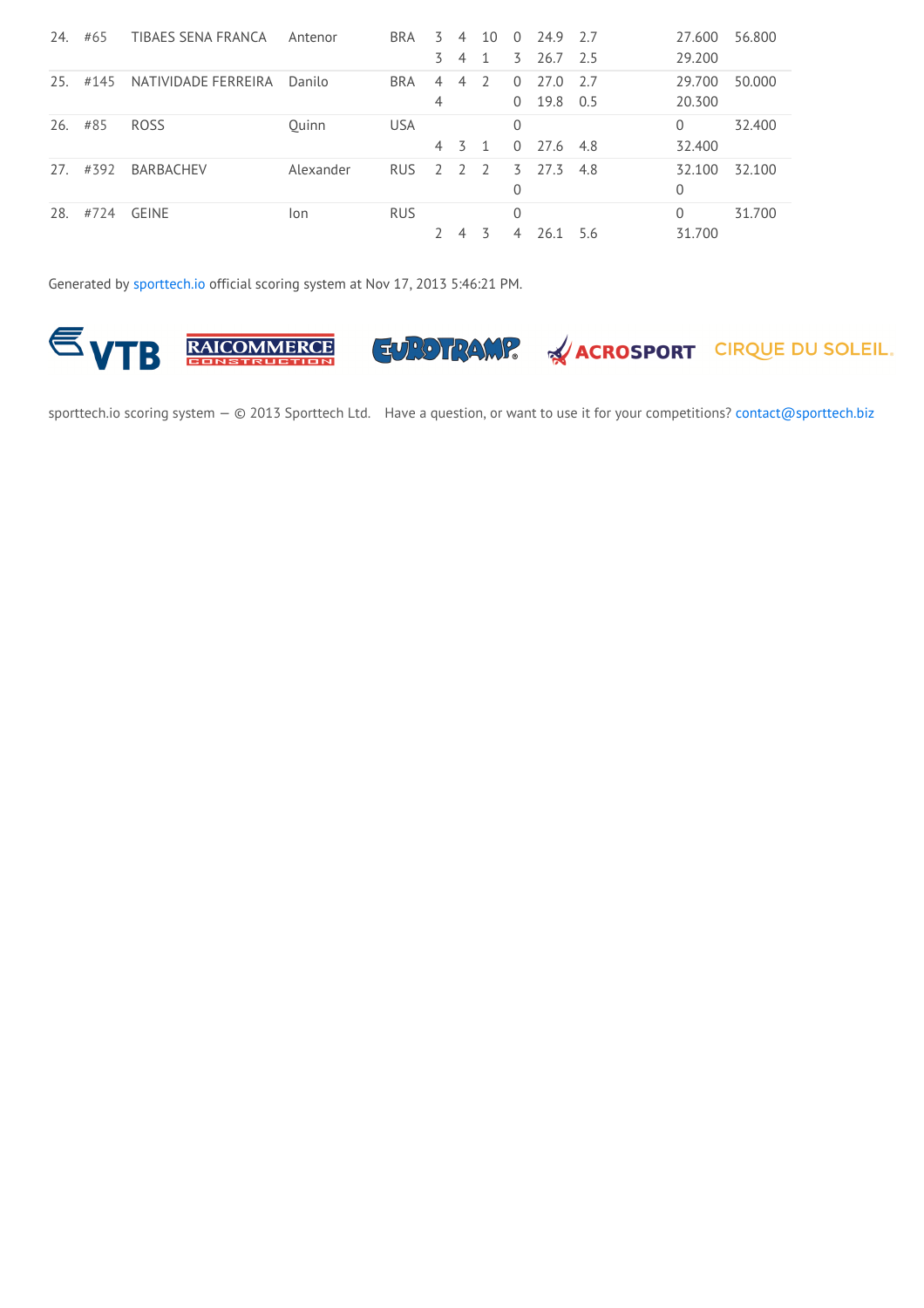| | | | | | | | | | | | | |
|---|---|---|---|---|---|---|---|---|---|---|---|---|
| 24. | #65 | TIBAES SENA FRANCA | Antenor | BRA | 3 | 4 | 10 | 0 | 24.9 | 2.7 | 27.600 | 56.800 |
| | | | | | 3 | 4 | 1 | 3 | 26.7 | 2.5 | 29.200 | |
| 25. | #145 | NATIVIDADE FERREIRA | Danilo | BRA | 4 | 4 | 2 | 0 | 27.0 | 2.7 | 29.700 | 50.000 |
| | | | | | 4 | | | 0 | 19.8 | 0.5 | 20.300 | |
| 26. | #85 | ROSS | Quinn | USA | | | | 0 | | | 0 | 32.400 |
| | | | | | 4 | 3 | 1 | 0 | 27.6 | 4.8 | 32.400 | |
| 27. | #392 | BARBACHEV | Alexander | RUS | 2 | 2 | 2 | 3 | 27.3 | 4.8 | 32.100 | 32.100 |
| | | | | | | | | 0 | | | 0 | |
| 28. | #724 | GEINE | Ion | RUS | | | | 0 | | | 0 | 31.700 |
| | | | | | 2 | 4 | 3 | 4 | 26.1 | 5.6 | 31.700 | |

Generated by sporttech.io official scoring system at Nov 17, 2013 5:46:21 PM.

sporttech.io scoring system — © 2013 Sporttech Ltd. Have a question, or want to use it for your competitions? contact@sporttech.biz